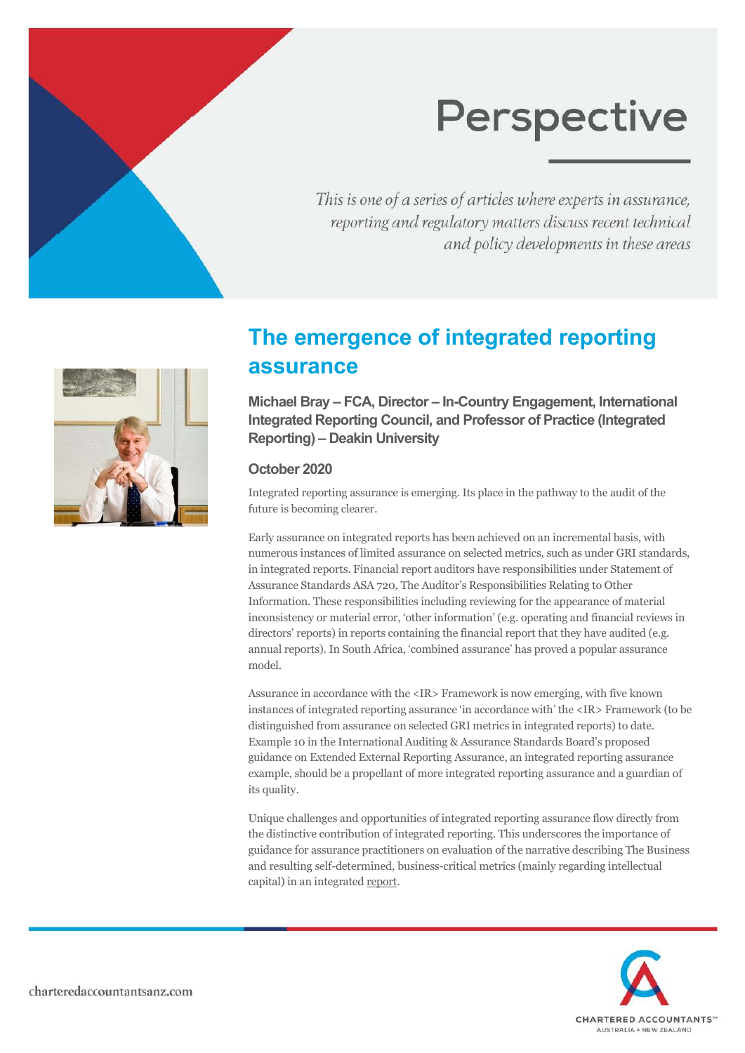# Perspective

*This is one of a series of articles where experts in assurance, reporting and regulatory matters discuss recent technical and policy developments in these areas*

## The emergence of integrated reporting assurance

**Michael Bray – FCA, Director – In-Country Engagement, International Integrated Reporting Council, and Professor of Practice (Integrated Reporting) – Deakin University**

**October 2020**

Integrated reporting assurance is emerging. Its place in the pathway to the audit of the future is becoming clearer.

Early assurance on integrated reports has been achieved on an incremental basis, with numerous instances of limited assurance on selected metrics, such as under GRI standards, in integrated reports. Financial report auditors have responsibilities under Statement of Assurance Standards ASA 720, The Auditor's Responsibilities Relating to Other Information. These responsibilities including reviewing for the appearance of material inconsistency or material error, 'other information' (e.g. operating and financial reviews in directors' reports) in reports containing the financial report that they have audited (e.g. annual reports). In South Africa, 'combined assurance' has proved a popular assurance model.

Assurance in accordance with the <IR> Framework is now emerging, with five known instances of integrated reporting assurance 'in accordance with' the <IR> Framework (to be distinguished from assurance on selected GRI metrics in integrated reports) to date. Example 10 in the International Auditing & Assurance Standards Board's proposed guidance on Extended External Reporting Assurance, an integrated reporting assurance example, should be a propellant of more integrated reporting assurance and a guardian of its quality.

Unique challenges and opportunities of integrated reporting assurance flow directly from the distinctive contribution of integrated reporting. This underscores the importance of guidance for assurance practitioners on evaluation of the narrative describing The Business and resulting self-determined, business-critical metrics (mainly regarding intellectual capital) in an integrated report.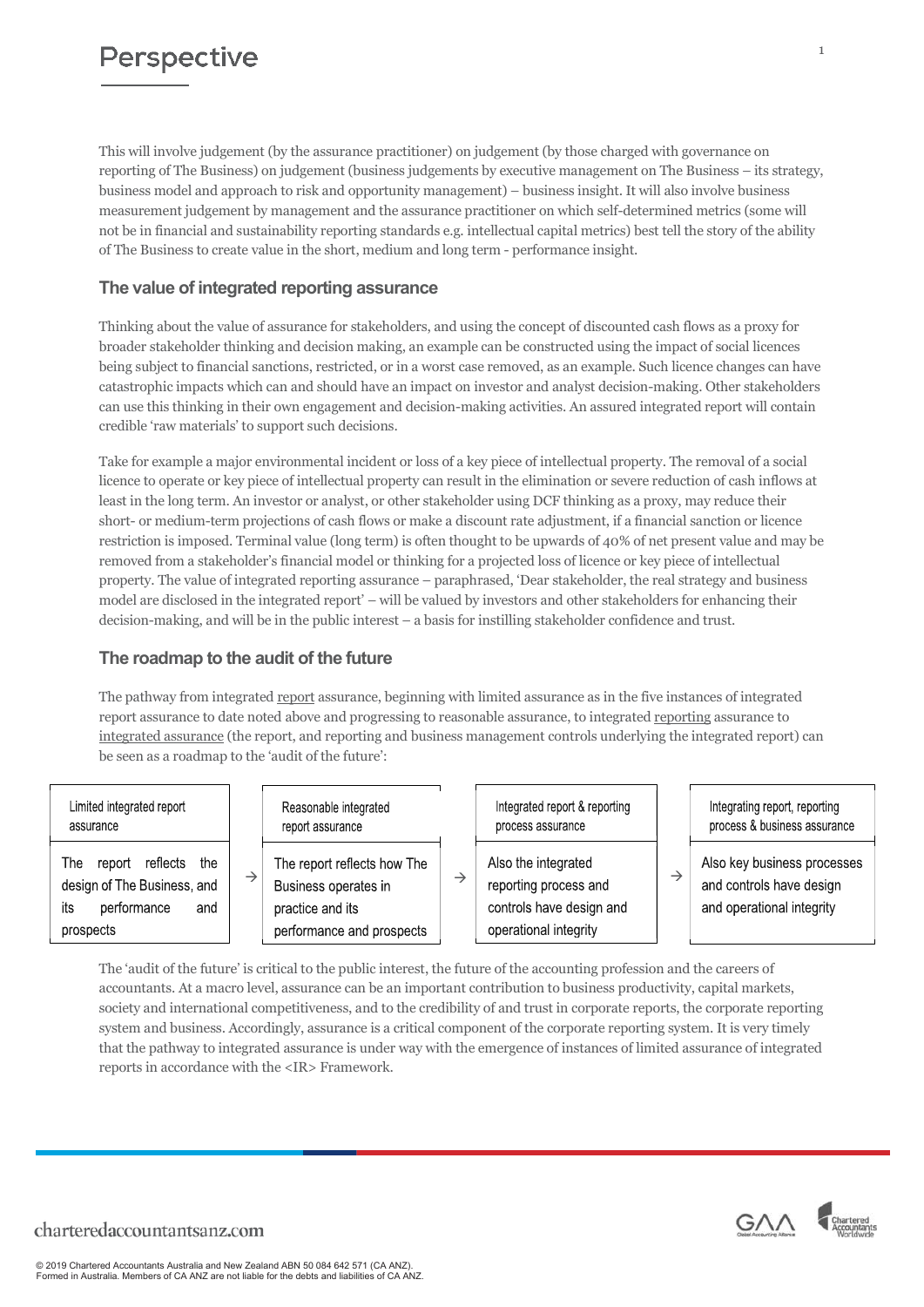This will involve judgement (by the assurance practitioner) on judgement (by those charged with governance on reporting of The Business) on judgement (business judgements by executive management on The Business – its strategy, business model and approach to risk and opportunity management) – business insight. It will also involve business measurement judgement by management and the assurance practitioner on which self-determined metrics (some will not be in financial and sustainability reporting standards e.g. intellectual capital metrics) best tell the story of the ability of The Business to create value in the short, medium and long term - performance insight.

## The value of integrated reporting assurance

Thinking about the value of assurance for stakeholders, and using the concept of discounted cash flows as a proxy for broader stakeholder thinking and decision making, an example can be constructed using the impact of social licences being subject to financial sanctions, restricted, or in a worst case removed, as an example. Such licence changes can have catastrophic impacts which can and should have an impact on investor and analyst decision-making. Other stakeholders can use this thinking in their own engagement and decision-making activities. An assured integrated report will contain credible 'raw materials' to support such decisions.

Take for example a major environmental incident or loss of a key piece of intellectual property. The removal of a social licence to operate or key piece of intellectual property can result in the elimination or severe reduction of cash inflows at least in the long term. An investor or analyst, or other stakeholder using DCF thinking as a proxy, may reduce their short- or medium-term projections of cash flows or make a discount rate adjustment, if a financial sanction or licence restriction is imposed. Terminal value (long term) is often thought to be upwards of 40% of net present value and may be removed from a stakeholder's financial model or thinking for a projected loss of licence or key piece of intellectual property. The value of integrated reporting assurance – paraphrased, 'Dear stakeholder, the real strategy and business model are disclosed in the integrated report' – will be valued by investors and other stakeholders for enhancing their decision-making, and will be in the public interest – a basis for instilling stakeholder confidence and trust.

## The roadmap to the audit of the future

The pathway from integrated report assurance, beginning with limited assurance as in the five instances of integrated report assurance to date noted above and progressing to reasonable assurance, to integrated reporting assurance to integrated assurance (the report, and reporting and business management controls underlying the integrated report) can be seen as a roadmap to the 'audit of the future':

| Limited integrated report assurance | | Reasonable integrated report assurance | | Integrated report & reporting process assurance | | Integrating report, reporting process & business assurance |
|---|---|---|---|---|---|---|
| The report reflects the design of The Business, and its performance and prospects | → | The report reflects how The Business operates in practice and its performance and prospects | → | Also the integrated reporting process and controls have design and operational integrity | → | Also key business processes and controls have design and operational integrity |

The 'audit of the future' is critical to the public interest, the future of the accounting profession and the careers of accountants. At a macro level, assurance can be an important contribution to business productivity, capital markets, society and international competitiveness, and to the credibility of and trust in corporate reports, the corporate reporting system and business. Accordingly, assurance is a critical component of the corporate reporting system. It is very timely that the pathway to integrated assurance is under way with the emergence of instances of limited assurance of integrated reports in accordance with the <IR> Framework.